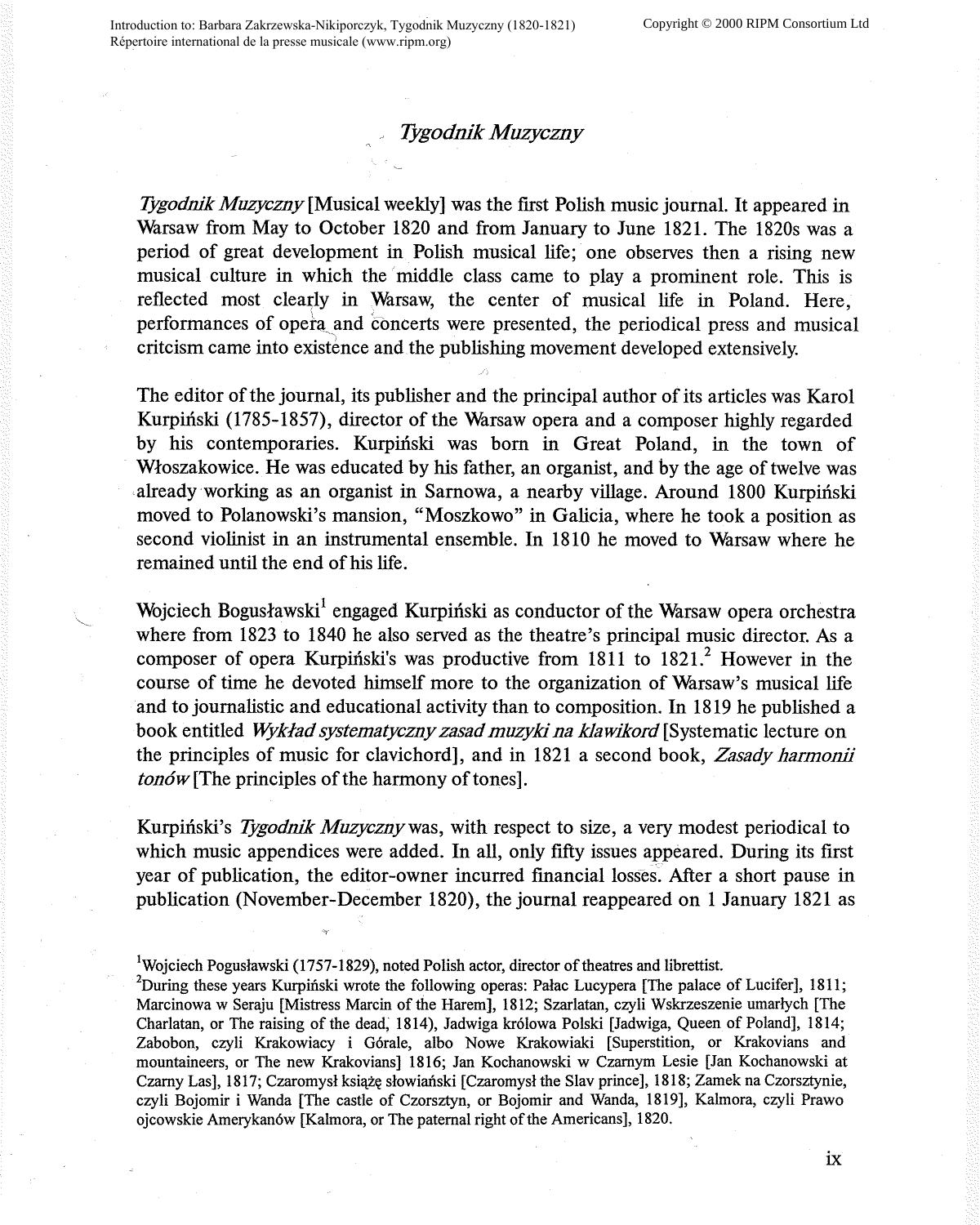# *Tygodnik Muzyczny*

*Tygodnik Muzyczny* [Musical weekly] was the first Polish music journal. It appeared in Warsaw from May to October 1820 and from January to June 1821. The 1820s was a period of great development in Polish musical life; one observes then a rising new musical culture in which the middle class came to play a prominent role. This is reflected most clearly in Warsaw, the center of musical life in Poland. Here, performances of opera and concerts were presented, the periodical press and musical critcism came into existence and the publishing movement developed extensively.

The editor of the journal, its publisher and the principal author of its articles was Karol Kurpiński (1785-1857), director of the Warsaw opera and a composer highly regarded by his contemporaries. Kurpiński was born in Great Poland, in the town of Włoszakowice. He was educated by his father, an organist, and by the age of twelve was already working as an organist in Sarnowa, a nearby village. Around 1800 Kurpiński moved to Polanowski's mansion, "Moszkowo" in Galicia, where he took a position as second violinist in an instrumental ensemble. In 1810 he moved to Warsaw where he remained until the end of his life.

Wojciech Bogusławski[1] engaged Kurpiński as conductor of the Warsaw opera orchestra where from 1823 to 1840 he also served as the theatre's principal music director. As a composer of opera Kurpiński's was productive from 1811 to 1821.[2] However in the course of time he devoted himself more to the organization of Warsaw's musical life and to journalistic and educational activity than to composition. In 1819 he published a book entitled *Wykład systematyczny zasad muzyki na klawikord* [Systematic lecture on the principles of music for clavichord], and in 1821 a second book, *Zasady harmonii tonów* [The principles of the harmony of tones].

Kurpiński's *Tygodnik Muzyczny* was, with respect to size, a very modest periodical to which music appendices were added. In all, only fifty issues appeared. During its first year of publication, the editor-owner incurred financial losses. After a short pause in publication (November-December 1820), the journal reappeared on 1 January 1821 as

---

[1] Wojciech Pogusławski (1757-1829), noted Polish actor, director of theatres and librettist.

[2] During these years Kurpiński wrote the following operas: Pałac Lucypera [The palace of Lucifer], 1811; Marcinowa w Seraju [Mistress Marcin of the Harem], 1812; Szarlatan, czyli Wskrzeszenie umarłych [The Charlatan, or The raising of the dead, 1814), Jadwiga królowa Polski [Jadwiga, Queen of Poland], 1814; Zabobon, czyli Krakowiacy i Górale, albo Nowe Krakowiaki [Superstition, or Krakovians and mountaineers, or The new Krakovians] 1816; Jan Kochanowski w Czarnym Lesie [Jan Kochanowski at Czarny Las], 1817; Czaromysł książę słowiański [Czaromysł the Slav prince], 1818; Zamek na Czorsztynie, czyli Bojomir i Wanda [The castle of Czorsztyn, or Bojomir and Wanda, 1819], Kalmora, czyli Prawo ojcowskie Amerykanów [Kalmora, or The paternal right of the Americans], 1820.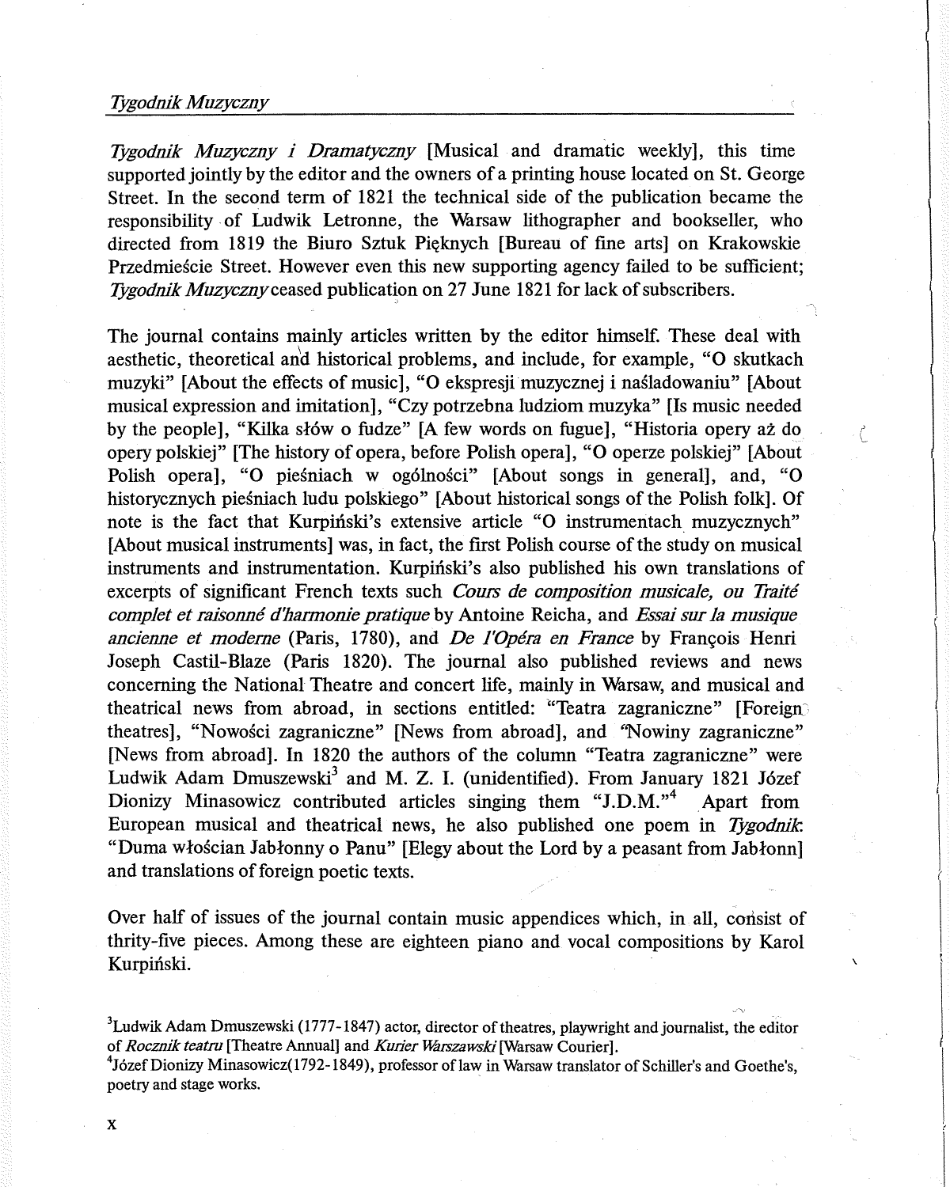*Tygodnik Muzyczny i Dramatyczny* [Musical and dramatic weekly], this time supported jointly by the editor and the owners of a printing house located on St. George Street. In the second term of 1821 the technical side of the publication became the responsibility of Ludwik Letronne, the Warsaw lithographer and bookseller, who directed from 1819 the Biuro Sztuk Pięknych [Bureau of fine arts] on Krakowskie Przedmieście Street. However even this new supporting agency failed to be sufficient; *Tygodnik Muzyczny* ceased publication on 27 June 1821 for lack of subscribers.

The journal contains mainly articles written by the editor himself. These deal with aesthetic, theoretical and historical problems, and include, for example, "O skutkach muzyki" [About the effects of music], "O ekspresji muzycznej i naśladowaniu" [About musical expression and imitation], "Czy potrzebna ludziom muzyka" [Is music needed by the people], "Kilka słów o fudze" [A few words on fugue], "Historia opery aż do opery polskiej" [The history of opera, before Polish opera], "O operze polskiej" [About Polish opera], "O pieśniach w ogólności" [About songs in general], and, "O historycznych pieśniach ludu polskiego" [About historical songs of the Polish folk]. Of note is the fact that Kurpiński's extensive article "O instrumentach muzycznych" [About musical instruments] was, in fact, the first Polish course of the study on musical instruments and instrumentation. Kurpiński's also published his own translations of excerpts of significant French texts such *Cours de composition musicale, ou Traité complet et raisonné d'harmonie pratique* by Antoine Reicha, and *Essai sur la musique ancienne et moderne* (Paris, 1780), and *De l'Opéra en France* by François Henri Joseph Castil-Blaze (Paris 1820). The journal also published reviews and news concerning the National Theatre and concert life, mainly in Warsaw, and musical and theatrical news from abroad, in sections entitled: "Teatra zagraniczne" [Foreign theatres], "Nowości zagraniczne" [News from abroad], and "Nowiny zagraniczne" [News from abroad]. In 1820 the authors of the column "Teatra zagraniczne" were Ludwik Adam Dmuszewski[3] and M. Z. I. (unidentified). From January 1821 Józef Dionizy Minasowicz contributed articles singing them "J.D.M."[4] Apart from European musical and theatrical news, he also published one poem in *Tygodnik*: "Duma włościan Jabłonny o Panu" [Elegy about the Lord by a peasant from Jabłonn] and translations of foreign poetic texts.

Over half of issues of the journal contain music appendices which, in all, consist of thrity-five pieces. Among these are eighteen piano and vocal compositions by Karol Kurpiński.

---

[3]Ludwik Adam Dmuszewski (1777-1847) actor, director of theatres, playwright and journalist, the editor of *Rocznik teatru* [Theatre Annual] and *Kurier Warszawski* [Warsaw Courier].

[4]Józef Dionizy Minasowicz(1792-1849), professor of law in Warsaw translator of Schiller's and Goethe's, poetry and stage works.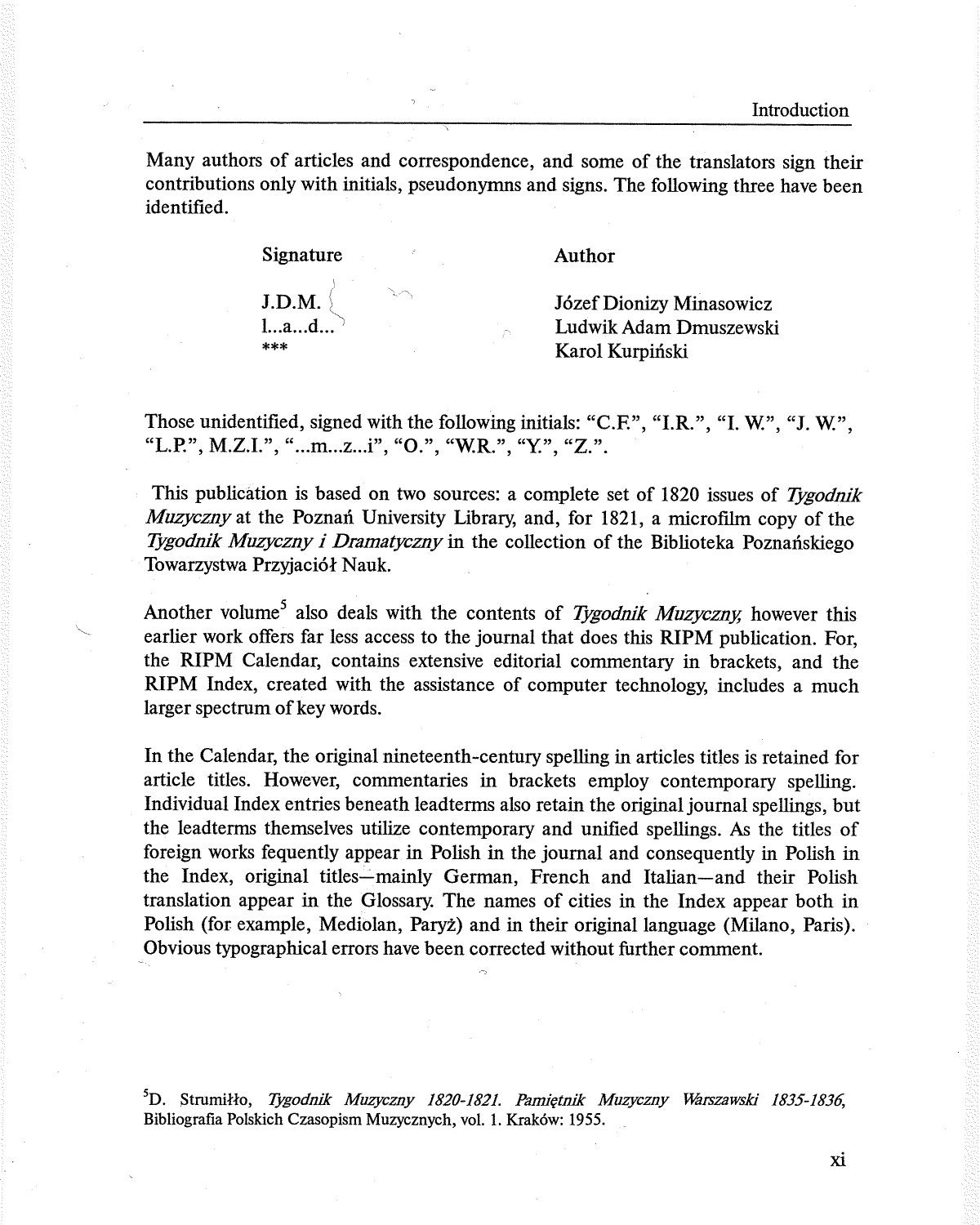Many authors of articles and correspondence, and some of the translators sign their contributions only with initials, pseudonymns and signs. The following three have been identified.

| Signature | Author |
| --- | --- |
| J.D.M. | Józef Dionizy Minasowicz |
| l...a...d... | Ludwik Adam Dmuszewski |
| *** | Karol Kurpiński |

Those unidentified, signed with the following initials: "C.F.", "I.R.", "I. W.", "J. W.", "L.P.", M.Z.I.", "...m...z...i", "O.", "W.R.", "Y.", "Z.".

This publication is based on two sources: a complete set of 1820 issues of *Tygodnik Muzyczny* at the Poznań University Library, and, for 1821, a microfilm copy of the *Tygodnik Muzyczny i Dramatyczny* in the collection of the Biblioteka Poznańskiego Towarzystwa Przyjaciół Nauk.

Another volume[5] also deals with the contents of *Tygodnik Muzyczny,* however this earlier work offers far less access to the journal that does this RIPM publication. For, the RIPM Calendar, contains extensive editorial commentary in brackets, and the RIPM Index, created with the assistance of computer technology, includes a much larger spectrum of key words.

In the Calendar, the original nineteenth-century spelling in articles titles is retained for article titles. However, commentaries in brackets employ contemporary spelling. Individual Index entries beneath leadterms also retain the original journal spellings, but the leadterms themselves utilize contemporary and unified spellings. As the titles of foreign works fequently appear in Polish in the journal and consequently in Polish in the Index, original titles—mainly German, French and Italian—and their Polish translation appear in the Glossary. The names of cities in the Index appear both in Polish (for example, Mediolan, Paryż) and in their original language (Milano, Paris). Obvious typographical errors have been corrected without further comment.

[5] D. Strumiłło, *Tygodnik Muzyczny 1820-1821. Pamiętnik Muzyczny Warszawski 1835-1836,* Bibliografia Polskich Czasopism Muzycznych, vol. 1. Kraków: 1955.